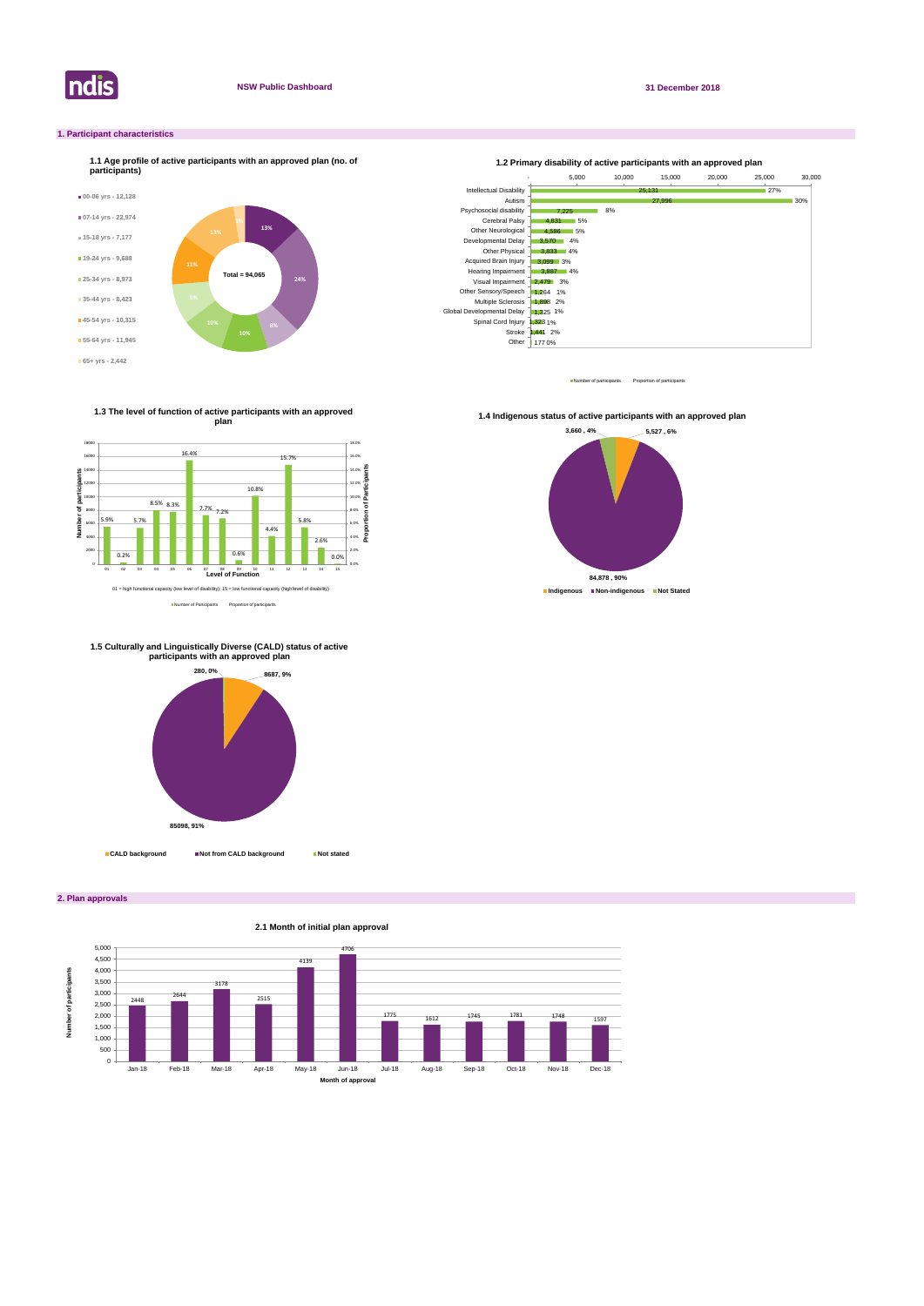**NSW Public Dashboard** **31 December 2018**

## 1. Participant characteristics

### 1.1 Age profile of active participants with an approved plan (no. of participants)

- 00-06 yrs - 12,128
- 07-14 yrs - 22,974
- 15-18 yrs - 7,177
- 19-24 yrs - 9,688
- 25-34 yrs - 8,973
- 35-44 yrs - 8,423
- 45-54 yrs - 10,315
- 55-64 yrs - 11,945
- 65+ yrs - 2,442

Total = 94,065

13%, 24%, 8%, 10%, 10%, 9%, 11%, 13%, 3%

### 1.2 Primary disability of active participants with an approved plan

| Primary disability | Number of participants | Proportion of participants |
| --- | --- | --- |
| Intellectual Disability | 25,131 | 27% |
| Autism | 27,996 | 30% |
| Psychosocial disability | 7,225 | 8% |
| Cerebral Palsy | 4,831 | 5% |
| Other Neurological | 4,586 | 5% |
| Developmental Delay | 3,570 | 4% |
| Other Physical | 3,833 | 4% |
| Acquired Brain Injury | 3,099 | 3% |
| Hearing Impairment | 3,887 | 4% |
| Visual Impairment | 2,479 | 3% |
| Other Sensory/Speech | 1,264 | 1% |
| Multiple Sclerosis | 1,898 | 2% |
| Global Developmental Delay | 1,325 | 1% |
| Spinal Cord Injury | 1,323 | 1% |
| Stroke | 1,441 | 2% |
| Other | 177 | 0% |

### 1.3 The level of function of active participants with an approved plan

| Level of Function | Proportion of participants |
| --- | --- |
| 01 | 5.9% |
| 02 | 0.2% |
| 03 | 5.7% |
| 04 | 8.5% |
| 05 | 8.3% |
| 06 | 16.4% |
| 07 | 7.7% |
| 08 | 7.2% |
| 09 | 0.6% |
| 10 | 10.8% |
| 11 | 4.4% |
| 12 | 15.7% |
| 13 | 5.8% |
| 14 | 2.6% |
| 15 | 0.0% |

01 = high functional capacity (low level of disability); 15 = low functional capacity (high level of disability)

### 1.4 Indigenous status of active participants with an approved plan

- Indigenous: 5,527 , 6%
- Non-indigenous: 84,878 , 90%
- Not Stated: 3,660 , 4%

### 1.5 Culturally and Linguistically Diverse (CALD) status of active participants with an approved plan

- CALD background: 8687, 9%
- Not from CALD background: 85098, 91%
- Not stated: 280, 0%

## 2. Plan approvals

### 2.1 Month of initial plan approval

| Month of approval | Number of participants |
| --- | --- |
| Jan-18 | 2448 |
| Feb-18 | 2644 |
| Mar-18 | 3178 |
| Apr-18 | 2515 |
| May-18 | 4139 |
| Jun-18 | 4706 |
| Jul-18 | 1775 |
| Aug-18 | 1612 |
| Sep-18 | 1745 |
| Oct-18 | 1781 |
| Nov-18 | 1748 |
| Dec-18 | 1597 |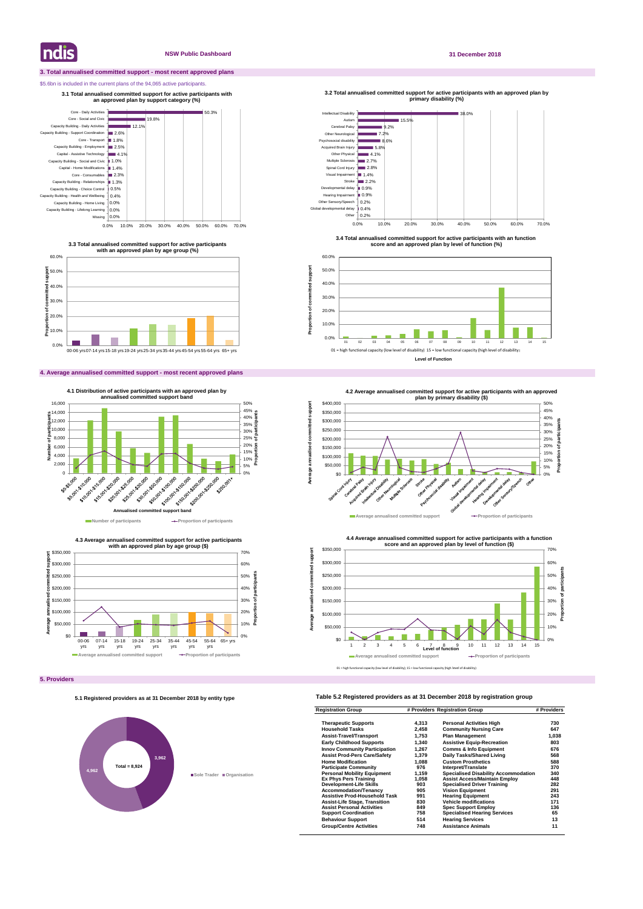## 3. Total annualised committed support - most recent approved plans

$5.6bn is included in the current plans of the 94,065 active participants.

**3.1 Total annualised committed support for active participants with an approved plan by support category (%)**

| Support category | % |
|---|---|
| Core - Daily Activities | 50.3% |
| Core - Social and Civic | 19.8% |
| Capacity Building - Daily Activities | 12.1% |
| Capacity Building - Support Coordination | 2.6% |
| Core - Transport | 1.8% |
| Capacity Building - Employment | 2.5% |
| Capital - Assistive Technology | 4.1% |
| Capacity Building - Social and Civic | 1.0% |
| Capital - Home Modifications | 1.4% |
| Core - Consumables | 2.3% |
| Capacity Building - Relationships | 1.3% |
| Capacity Building - Choice Control | 0.5% |
| Capacity Building - Health and Wellbeing | 0.4% |
| Capacity Building - Home Living | 0.0% |
| Capacity Building - Lifelong Learning | 0.0% |
| Missing | 0.0% |

**3.2 Total annualised committed support for active participants with an approved plan by primary disability (%)**

| Primary disability | % |
|---|---|
| Intellectual Disability | 38.0% |
| Autism | 15.5% |
| Cerebral Palsy | 9.2% |
| Other Neurological | 7.2% |
| Psychosocial disability | 8.6% |
| Acquired Brain Injury | 5.8% |
| Other Physical | 4.1% |
| Multiple Sclerosis | 2.7% |
| Spinal Cord Injury | 2.8% |
| Visual Impairment | 1.4% |
| Stroke | 2.2% |
| Developmental delay | 0.9% |
| Hearing Impairment | 0.9% |
| Other Sensory/Speech | 0.2% |
| Global developmental delay | 0.4% |
| Other | 0.2% |

**3.3 Total annualised committed support for active participants with an approved plan by age group (%)**

**3.4 Total annualised committed support for active participants with an function score and an approved plan by level of function (%)**

01 = high functional capacity (low level of disability) 15 = low functional capacity (high level of disability)

## 4. Average annualised committed support - most recent approved plans

**4.1 Distribution of active participants with an approved plan by annualised committed support band**

**4.2 Average annualised committed support for active participants with an approved plan by primary disability ($)**

**4.3 Average annualised committed support for active participants with an approved plan by age group ($)**

**4.4 Average annualised committed support for active participants with a function score and an approved plan by level of function ($)**

01 = high functional capacity (low level of disability); 15 = low functional capacity (high level of disability)

## 5. Providers

**5.1 Registered providers as at 31 December 2018 by entity type**

| Entity type | Number |
|---|---|
| Sole Trader | 3,962 |
| Organisation | 4,962 |
| Total | 8,924 |

**Table 5.2 Registered providers as at 31 December 2018 by registration group**

| Registration Group | # Providers | Registration Group | # Providers |
|---|---|---|---|
| Therapeutic Supports | 4,313 | Personal Activities High | 730 |
| Household Tasks | 2,458 | Community Nursing Care | 647 |
| Assist-Travel/Transport | 1,753 | Plan Management | 1,038 |
| Early Childhood Supports | 1,340 | Assistive Equip-Recreation | 803 |
| Innov Community Participation | 1,267 | Comms & Info Equipment | 676 |
| Assist Prod-Pers Care/Safety | 1,379 | Daily Tasks/Shared Living | 568 |
| Home Modification | 1,088 | Custom Prosthetics | 588 |
| Participate Community | 976 | Interpret/Translate | 370 |
| Personal Mobility Equipment | 1,159 | Specialised Disability Accommodation | 340 |
| Ex Phys Pers Training | 1,058 | Assist Access/Maintain Employ | 448 |
| Development-Life Skills | 903 | Specialised Driver Training | 282 |
| Accommodation/Tenancy | 905 | Vision Equipment | 291 |
| Assistive Prod-Household Task | 991 | Hearing Equipment | 243 |
| Assist-Life Stage, Transition | 830 | Vehicle modifications | 171 |
| Assist Personal Activities | 849 | Spec Support Employ | 136 |
| Support Coordination | 758 | Specialised Hearing Services | 65 |
| Behaviour Support | 514 | Hearing Services | 13 |
| Group/Centre Activities | 748 | Assistance Animals | 11 |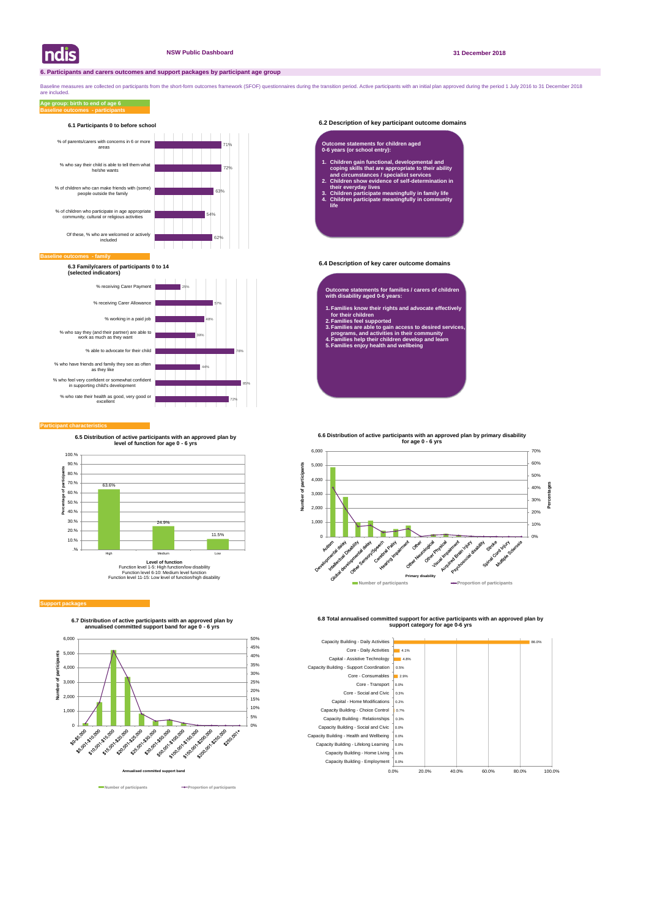# 6. Participants and carers outcomes and support packages by participant age group

Baseline measures are collected on participants from the short-form outcomes framework (SFOF) questionnaires during the transition period. Active participants with an initial plan approved during the period 1 July 2016 to 31 December 2018 are included.

**Age group: birth to end of age 6**

**Baseline outcomes - participants**

### 6.1 Participants 0 to before school

| Measure | % |
|---|---|
| % of parents/carers with concerns in 6 or more areas | 71% |
| % who say their child is able to tell them what he/she wants | 72% |
| % of children who can make friends with (some) people outside the family | 63% |
| % of children who participate in age appropriate community, cultural or religious activities | 54% |
| Of these, % who are welcomed or actively included | 62% |

### 6.2 Description of key participant outcome domains

**Outcome statements for children aged 0-6 years (or school entry):**

1. Children gain functional, developmental and coping skills that are appropriate to their ability and circumstances / specialist services
2. Children show evidence of self-determination in their everyday lives
3. Children participate meaningfully in family life
4. Children participate meaningfully in community life

**Baseline outcomes - family**

### 6.3 Family/carers of participants 0 to 14 (selected indicators)

| Measure | % |
|---|---|
| % receiving Carer Payment | 25% |
| % receiving Carer Allowance | 57% |
| % working in a paid job | 48% |
| % who say they (and their partner) are able to work as much as they want | 39% |
| % able to advocate for their child | 78% |
| % who have friends and family they see as often as they like | 44% |
| % who feel very confident or somewhat confident in supporting child's development | 85% |
| % who rate their health as good, very good or excellent | 72% |

### 6.4 Description of key carer outcome domains

**Outcome statements for families / carers of children with disability aged 0-6 years:**

1. Families know their rights and advocate effectively for their children
2. Families feel supported
3. Families are able to gain access to desired services, programs, and activities in their community
4. Families help their children develop and learn
5. Families enjoy health and wellbeing

**Participant characteristics**

### 6.5 Distribution of active participants with an approved plan by level of function for age 0 - 6 yrs

| Level of function | Percentage of participants |
|---|---|
| High | 63.6% |
| Medium | 24.9% |
| Low | 11.5% |

Level of function
Function level 1-5: High function/low disability
Function level 6-10: Medium level function
Function level 11-15: Low level of function/high disability

### 6.6 Distribution of active participants with an approved plan by primary disability for age 0 - 6 yrs

Primary disability categories: Autism, Developmental delay, Intellectual Disability, Global developmental delay, Other Sensory/Speech, Cerebral Palsy, Hearing Impairment, Other, Other Neurological, Other Physical, Visual Impairment, Acquired Brain Injury, Psychosocial disability, Stroke, Spinal Cord Injury, Multiple Sclerosis

Legend: Number of participants; Proportion of participants

**Support packages**

### 6.7 Distribution of active participants with an approved plan by annualised committed support band for age 0 - 6 yrs

Annualised committed support bands: $0-$5,000; $5,001-$10,000; $10,001-$15,000; $15,001-$20,000; $20,001-$25,000; $25,001-$30,000; $30,001-$50,000; $50,001-$100,000; $100,001-$150,000; $150,001-$200,000; $200,001-$250,000; $250,001+

Legend: Number of participants; Proportion of participants

### 6.8 Total annualised committed support for active participants with an approved plan by support category for age 0-6 yrs

| Support category | % |
|---|---|
| Capacity Building - Daily Activities | 86.0% |
| Core - Daily Activities | 4.1% |
| Capital - Assistive Technology | 4.8% |
| Capacity Building - Support Coordination | 0.5% |
| Core - Consumables | 2.9% |
| Core - Transport | 0.0% |
| Core - Social and Civic | 0.3% |
| Capital - Home Modifications | 0.2% |
| Capacity Building - Choice Control | 0.7% |
| Capacity Building - Relationships | 0.3% |
| Capacity Building - Social and Civic | 0.0% |
| Capacity Building - Health and Wellbeing | 0.0% |
| Capacity Building - Lifelong Learning | 0.0% |
| Capacity Building - Home Living | 0.0% |
| Capacity Building - Employment | 0.0% |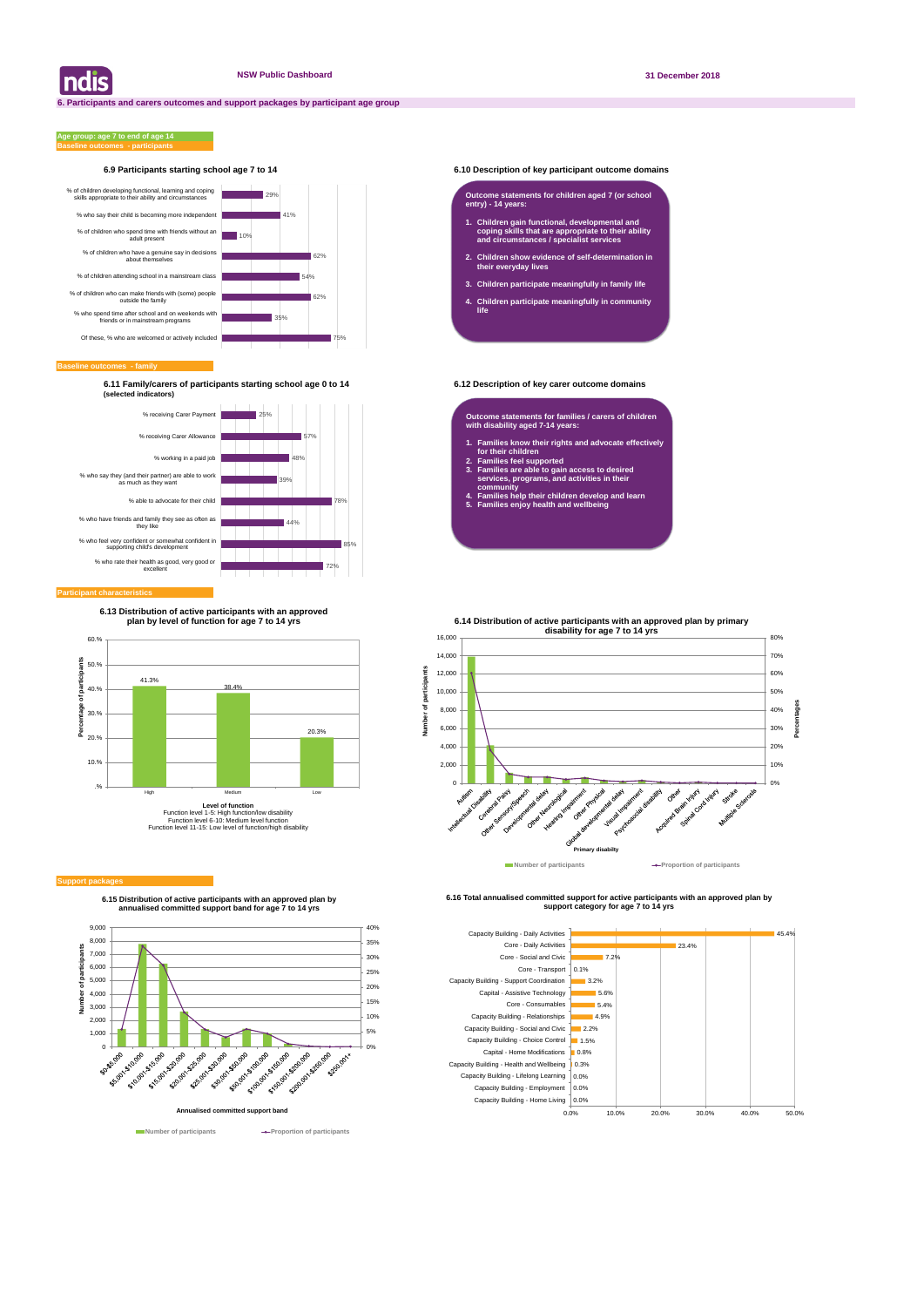NSW Public Dashboard

31 December 2018

## 6. Participants and carers outcomes and support packages by participant age group

**Age group: age 7 to end of age 14**

**Baseline outcomes - participants**

### 6.9 Participants starting school age 7 to 14

| Indicator | % |
|---|---|
| % of children developing functional, learning and coping skills appropriate to their ability and circumstances | 29% |
| % who say their child is becoming more independent | 41% |
| % of children who spend time with friends without an adult present | 10% |
| % of children who have a genuine say in decisions about themselves | 62% |
| % of children attending school in a mainstream class | 54% |
| % of children who can make friends with (some) people outside the family | 62% |
| % who spend time after school and on weekends with friends or in mainstream programs | 35% |
| Of these, % who are welcomed or actively included | 75% |

### 6.10 Description of key participant outcome domains

**Outcome statements for children aged 7 (or school entry) - 14 years:**

1. **Children gain functional, developmental and coping skills that are appropriate to their ability and circumstances / specialist services**
2. **Children show evidence of self-determination in their everyday lives**
3. **Children participate meaningfully in family life**
4. **Children participate meaningfully in community life**

**Baseline outcomes - family**

### 6.11 Family/carers of participants starting school age 0 to 14 (selected indicators)

| Indicator | % |
|---|---|
| % receiving Carer Payment | 25% |
| % receiving Carer Allowance | 57% |
| % working in a paid job | 48% |
| % who say they (and their partner) are able to work as much as they want | 39% |
| % able to advocate for their child | 78% |
| % who have friends and family they see as often as they like | 44% |
| % who feel very confident or somewhat confident in supporting child's development | 85% |
| % who rate their health as good, very good or excellent | 72% |

### 6.12 Description of key carer outcome domains

**Outcome statements for families / carers of children with disability aged 7-14 years:**

1. **Families know their rights and advocate effectively for their children**
2. **Families feel supported**
3. **Families are able to gain access to desired services, programs, and activities in their community**
4. **Families help their children develop and learn**
5. **Families enjoy health and wellbeing**

**Participant characteristics**

### 6.13 Distribution of active participants with an approved plan by level of function for age 7 to 14 yrs

| Level of function | Percentage of participants |
|---|---|
| High | 41.3% |
| Medium | 38.4% |
| Low | 20.3% |

Level of function
Function level 1-5: High function/low disability
Function level 6-10: Medium level function
Function level 11-15: Low level of function/high disability

### 6.14 Distribution of active participants with an approved plan by primary disability for age 7 to 14 yrs

Primary disability (x-axis): Autism, Intellectual Disability, Cerebral Palsy, Other Sensory/Speech, Developmental delay, Other Neurological, Hearing Impairment, Other Physical, Global developmental delay, Visual Impairment, Psychosocial disability, Other, Acquired Brain Injury, Spinal Cord Injury, Stroke, Multiple Sclerosis

Number of participants (left axis, 0–16,000); Percentages (right axis, 0%–80%)

Number of participants — Proportion of participants

**Support packages**

### 6.15 Distribution of active participants with an approved plan by annualised committed support band for age 7 to 14 yrs

Annualised committed support band (x-axis): $0-$5,000, $5,001-$10,000, $10,001-$15,000, $15,001-$20,000, $20,001-$25,000, $25,001-$30,000, $30,001-$50,000, $50,001-$100,000, $100,001-$150,000, $150,001-$200,000, $200,001-$250,000, $250,001+

Number of participants (left axis, 0–9,000); Proportion (right axis, 0%–40%)

Number of participants — Proportion of participants

### 6.16 Total annualised committed support for active participants with an approved plan by support category for age 7 to 14 yrs

| Support category | % |
|---|---|
| Capacity Building - Daily Activities | 45.4% |
| Core - Daily Activities | 23.4% |
| Core - Social and Civic | 7.2% |
| Core - Transport | 0.1% |
| Capacity Building - Support Coordination | 3.2% |
| Capital - Assistive Technology | 5.6% |
| Core - Consumables | 5.4% |
| Capacity Building - Relationships | 4.9% |
| Capacity Building - Social and Civic | 2.2% |
| Capacity Building - Choice Control | 1.5% |
| Capital - Home Modifications | 0.8% |
| Capacity Building - Health and Wellbeing | 0.3% |
| Capacity Building - Lifelong Learning | 0.0% |
| Capacity Building - Employment | 0.0% |
| Capacity Building - Home Living | 0.0% |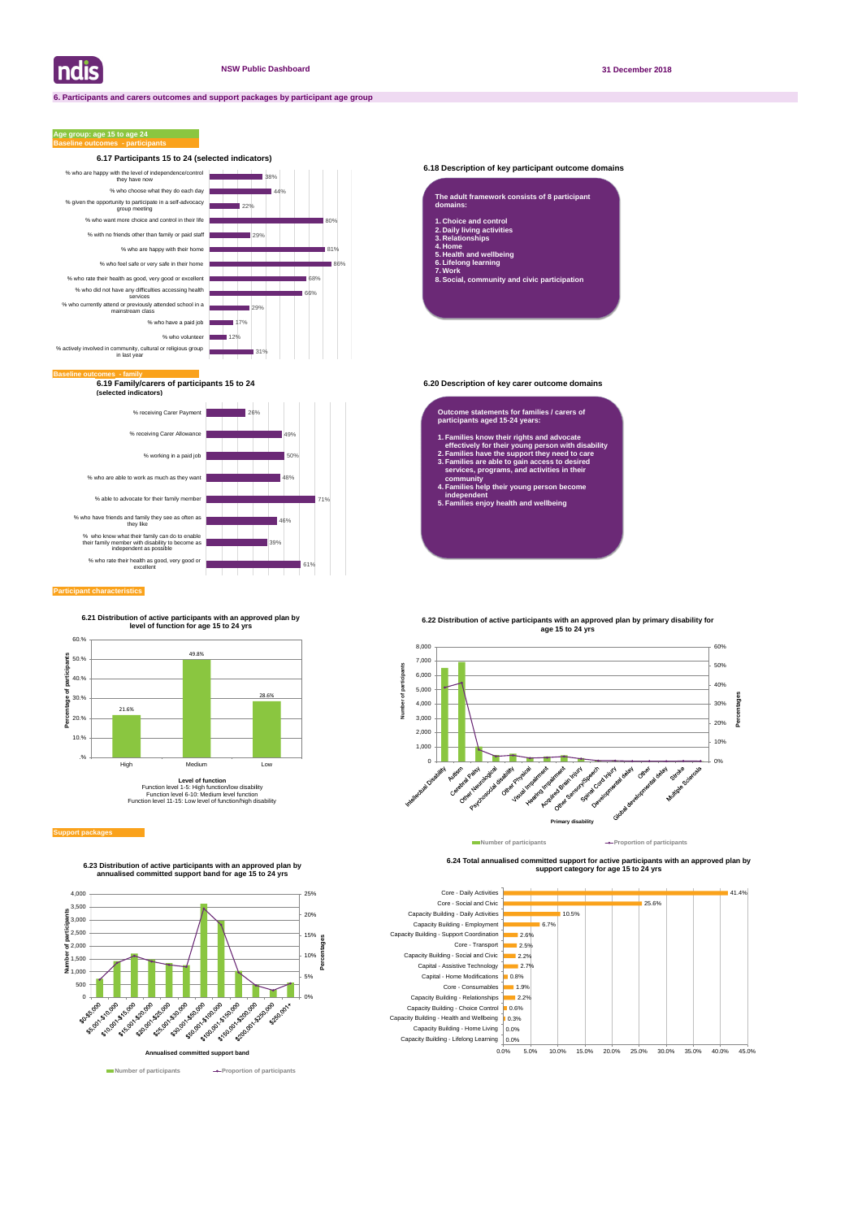NSW Public Dashboard

31 December 2018

## 6. Participants and carers outcomes and support packages by participant age group

**Age group: age 15 to age 24**

**Baseline outcomes - participants**

### 6.17 Participants 15 to 24 (selected indicators)

| Indicator | % |
|---|---|
| % who are happy with the level of independence/control they have now | 38% |
| % who choose what they do each day | 44% |
| % given the opportunity to participate in a self-advocacy group meeting | 22% |
| % who want more choice and control in their life | 80% |
| % with no friends other than family or paid staff | 29% |
| % who are happy with their home | 81% |
| % who feel safe or very safe in their home | 86% |
| % who rate their health as good, very good or excellent | 68% |
| % who did not have any difficulties accessing health services | 66% |
| % who currently attend or previously attended school in a mainstream class | 29% |
| % who have a paid job | 17% |
| % who volunteer | 12% |
| % actively involved in community, cultural or religious group in last year | 31% |

### 6.18 Description of key participant outcome domains

The adult framework consists of 8 participant domains:

1. Choice and control
2. Daily living activities
3. Relationships
4. Home
5. Health and wellbeing
6. Lifelong learning
7. Work
8. Social, community and civic participation

**Baseline outcomes - family**

### 6.19 Family/carers of participants 15 to 24 (selected indicators)

| Indicator | % |
|---|---|
| % receiving Carer Payment | 26% |
| % receiving Carer Allowance | 49% |
| % working in a paid job | 50% |
| % who are able to work as much as they want | 48% |
| % able to advocate for their family member | 71% |
| % who have friends and family they see as often as they like | 46% |
| % who know what their family can do to enable their family member with disability to become as independent as possible | 39% |
| % who rate their health as good, very good or excellent | 61% |

### 6.20 Description of key carer outcome domains

Outcome statements for families / carers of participants aged 15-24 years:

1. Families know their rights and advocate effectively for their young person with disability
2. Families have the support they need to care
3. Families are able to gain access to desired services, programs, and activities in their community
4. Families help their young person become independent
5. Families enjoy health and wellbeing

**Participant characteristics**

### 6.21 Distribution of active participants with an approved plan by level of function for age 15 to 24 yrs

| Level of function | Percentage of participants |
|---|---|
| High | 21.6% |
| Medium | 49.8% |
| Low | 28.6% |

Level of function
Function level 1-5: High function/low disability
Function level 6-10: Medium level function
Function level 11-15: Low level of function/high disability

### 6.22 Distribution of active participants with an approved plan by primary disability for age 15 to 24 yrs

Primary disability categories: Intellectual Disability, Autism, Cerebral Palsy, Other Neurological, Psychosocial disability, Other Physical, Visual Impairment, Hearing Impairment, Acquired Brain Injury, Other Sensory/Speech, Spinal Cord Injury, Developmental delay, Other, Global developmental delay, Stroke, Multiple Sclerosis

Legend: Number of participants; Proportion of participants

**Support packages**

### 6.23 Distribution of active participants with an approved plan by annualised committed support band for age 15 to 24 yrs

Annualised committed support bands: $0-$5,000; $5,001-$10,000; $10,001-$15,000; $15,001-$20,000; $20,001-$25,000; $25,001-$30,000; $30,001-$50,000; $50,001-$100,000; $100,001-$150,000; $150,001-$200,000; $200,001-$250,000; $250,001+

Legend: Number of participants; Proportion of participants

### 6.24 Total annualised committed support for active participants with an approved plan by support category for age 15 to 24 yrs

| Support category | % |
|---|---|
| Core - Daily Activities | 41.4% |
| Core - Social and Civic | 25.6% |
| Capacity Building - Daily Activities | 10.5% |
| Capacity Building - Employment | 6.7% |
| Capacity Building - Support Coordination | 2.6% |
| Core - Transport | 2.5% |
| Capacity Building - Social and Civic | 2.2% |
| Capital - Assistive Technology | 2.7% |
| Capital - Home Modifications | 0.8% |
| Core - Consumables | 1.9% |
| Capacity Building - Relationships | 2.2% |
| Capacity Building - Choice Control | 0.6% |
| Capacity Building - Health and Wellbeing | 0.3% |
| Capacity Building - Home Living | 0.0% |
| Capacity Building - Lifelong Learning | 0.0% |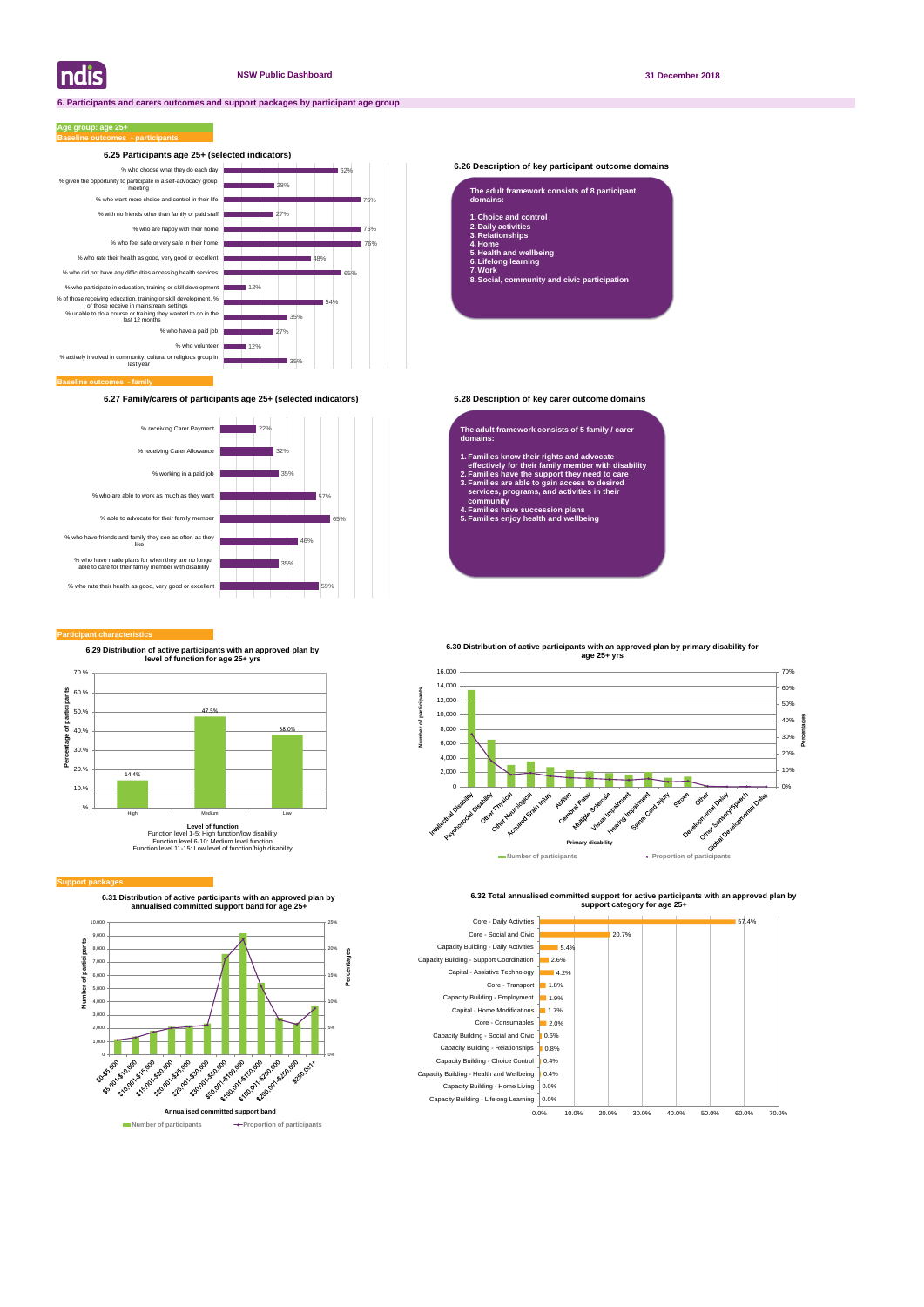ndis

NSW Public Dashboard

31 December 2018

## 6. Participants and carers outcomes and support packages by participant age group

**Age group: age 25+**

**Baseline outcomes - participants**

### 6.25 Participants age 25+ (selected indicators)

% who choose what they do each day 62%
% given the opportunity to participate in a self-advocacy group meeting 28%
% who want more choice and control in their life 75%
% with no friends other than family or paid staff 27%
% who are happy with their home 75%
% who feel safe or very safe in their home 76%
% who rate their health as good, very good or excellent 48%
% who did not have any difficulties accessing health services 65%
% who participate in education, training or skill development 12%
% of those receiving education, training or skill development, % of those receive in mainstream settings 54%
% unable to do a course or training they wanted to do in the last 12 months 35%
% who have a paid job 27%
% who volunteer 12%
% actively involved in community, cultural or religious group in last year 35%

### 6.26 Description of key participant outcome domains

**The adult framework consists of 8 participant domains:**

1. Choice and control
2. Daily activities
3. Relationships
4. Home
5. Health and wellbeing
6. Lifelong learning
7. Work
8. Social, community and civic participation

**Baseline outcomes - family**

### 6.27 Family/carers of participants age 25+ (selected indicators)

% receiving Carer Payment 22%
% receiving Carer Allowance 32%
% working in a paid job 35%
% who are able to work as much as they want 57%
% able to advocate for their family member 65%
% who have friends and family they see as often as they like 46%
% who have made plans for when they are no longer able to care for their family member with disability 35%
% who rate their health as good, very good or excellent 59%

### 6.28 Description of key carer outcome domains

**The adult framework consists of 5 family / carer domains:**

1. Families know their rights and advocate effectively for their family member with disability
2. Families have the support they need to care
3. Families are able to gain access to desired services, programs, and activities in their community
4. Families have succession plans
5. Families enjoy health and wellbeing

**Participant characteristics**

### 6.29 Distribution of active participants with an approved plan by level of function for age 25+ yrs

Percentage of participants
70.0%, 60.0%, 50.0%, 40.0%, 30.0%, 20.0%, 10.0%, .%

High 14.4%
Medium 47.5%
Low 38.0%

Level of function
Function level 1-5: High function/low disability
Function level 6-10: Medium level function
Function level 11-15: Low level of function/high disability

### 6.30 Distribution of active participants with an approved plan by primary disability for age 25+ yrs

Number of participants: 16,000, 14,000, 12,000, 10,000, 8,000, 6,000, 4,000, 2,000, 0
Percentages: 70%, 60%, 50%, 40%, 30%, 20%, 10%, 0%

Primary disability: Intellectual Disability, Psychosocial Disability, Other Physical, Other Neurological, Acquired Brain Injury, Autism, Cerebral Palsy, Multiple Sclerosis, Visual Impairment, Hearing Impairment, Spinal Cord Injury, Stroke, Other, Developmental Delay, Other Sensory/Speech, Global Developmental Delay

Number of participants — Proportion of participants

**Support packages**

### 6.31 Distribution of active participants with an approved plan by annualised committed support band for age 25+

Number of participants: 10,000, 9,000, 8,000, 7,000, 6,000, 5,000, 4,000, 3,000, 2,000, 1,000, 0
Percentages: 25%, 20%, 15%, 10%, 5%, 0%

Annualised committed support band: $0-$5,000, $5,001-$10,000, $10,001-$15,000, $15,001-$20,000, $20,001-$25,000, $25,001-$30,000, $30,001-$50,000, $50,001-$100,000, $100,001-$150,000, $150,001-$200,000, $200,001-$250,000, $250,001+

Number of participants — Proportion of participants

### 6.32 Total annualised committed support for active participants with an approved plan by support category for age 25+

Core - Daily Activities 57.4%
Core - Social and Civic 20.7%
Capacity Building - Daily Activities 5.4%
Capacity Building - Support Coordination 2.6%
Capital - Assistive Technology 4.2%
Core - Transport 1.8%
Capacity Building - Employment 1.9%
Capital - Home Modifications 1.7%
Core - Consumables 2.0%
Capacity Building - Social and Civic 0.6%
Capacity Building - Relationships 0.8%
Capacity Building - Choice Control 0.4%
Capacity Building - Health and Wellbeing 0.4%
Capacity Building - Home Living 0.0%
Capacity Building - Lifelong Learning 0.0%

0.0% 10.0% 20.0% 30.0% 40.0% 50.0% 60.0% 70.0%